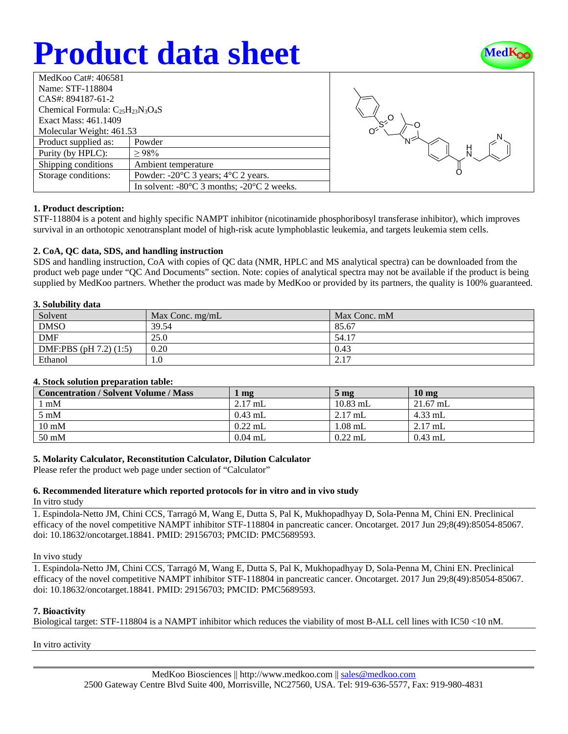# Product data sheet

| MedKoo Cat#: 406581 | |
|---|---|
| Name: STF-118804 | |
| CAS#: 894187-61-2 | |
| Chemical Formula: $C_{25}H_{23}N_3O_4S$ | |
| Exact Mass: 461.1409 | |
| Molecular Weight: 461.53 | |
| Product supplied as: | Powder |
| Purity (by HPLC): | ≥ 98% |
| Shipping conditions | Ambient temperature |
| Storage conditions: | Powder: -20°C 3 years; 4°C 2 years. |
| | In solvent: -80°C 3 months; -20°C 2 weeks. |

### 1. Product description:

STF-118804 is a potent and highly specific NAMPT inhibitor (nicotinamide phosphoribosyl transferase inhibitor), which improves survival in an orthotopic xenotransplant model of high-risk acute lymphoblastic leukemia, and targets leukemia stem cells.

### 2. CoA, QC data, SDS, and handling instruction

SDS and handling instruction, CoA with copies of QC data (NMR, HPLC and MS analytical spectra) can be downloaded from the product web page under "QC And Documents" section. Note: copies of analytical spectra may not be available if the product is being supplied by MedKoo partners. Whether the product was made by MedKoo or provided by its partners, the quality is 100% guaranteed.

### 3. Solubility data

| Solvent | Max Conc. mg/mL | Max Conc. mM |
|---|---|---|
| DMSO | 39.54 | 85.67 |
| DMF | 25.0 | 54.17 |
| DMF:PBS (pH 7.2) (1:5) | 0.20 | 0.43 |
| Ethanol | 1.0 | 2.17 |

### 4. Stock solution preparation table:

| Concentration / Solvent Volume / Mass | 1 mg | 5 mg | 10 mg |
|---|---|---|---|
| 1 mM | 2.17 mL | 10.83 mL | 21.67 mL |
| 5 mM | 0.43 mL | 2.17 mL | 4.33 mL |
| 10 mM | 0.22 mL | 1.08 mL | 2.17 mL |
| 50 mM | 0.04 mL | 0.22 mL | 0.43 mL |

### 5. Molarity Calculator, Reconstitution Calculator, Dilution Calculator

Please refer the product web page under section of "Calculator"

### 6. Recommended literature which reported protocols for in vitro and in vivo study

In vitro study

1. Espindola-Netto JM, Chini CCS, Tarragó M, Wang E, Dutta S, Pal K, Mukhopadhyay D, Sola-Penna M, Chini EN. Preclinical efficacy of the novel competitive NAMPT inhibitor STF-118804 in pancreatic cancer. Oncotarget. 2017 Jun 29;8(49):85054-85067. doi: 10.18632/oncotarget.18841. PMID: 29156703; PMCID: PMC5689593.

In vivo study

1. Espindola-Netto JM, Chini CCS, Tarragó M, Wang E, Dutta S, Pal K, Mukhopadhyay D, Sola-Penna M, Chini EN. Preclinical efficacy of the novel competitive NAMPT inhibitor STF-118804 in pancreatic cancer. Oncotarget. 2017 Jun 29;8(49):85054-85067. doi: 10.18632/oncotarget.18841. PMID: 29156703; PMCID: PMC5689593.

### 7. Bioactivity

Biological target: STF-118804 is a NAMPT inhibitor which reduces the viability of most B-ALL cell lines with IC50 <10 nM.

In vitro activity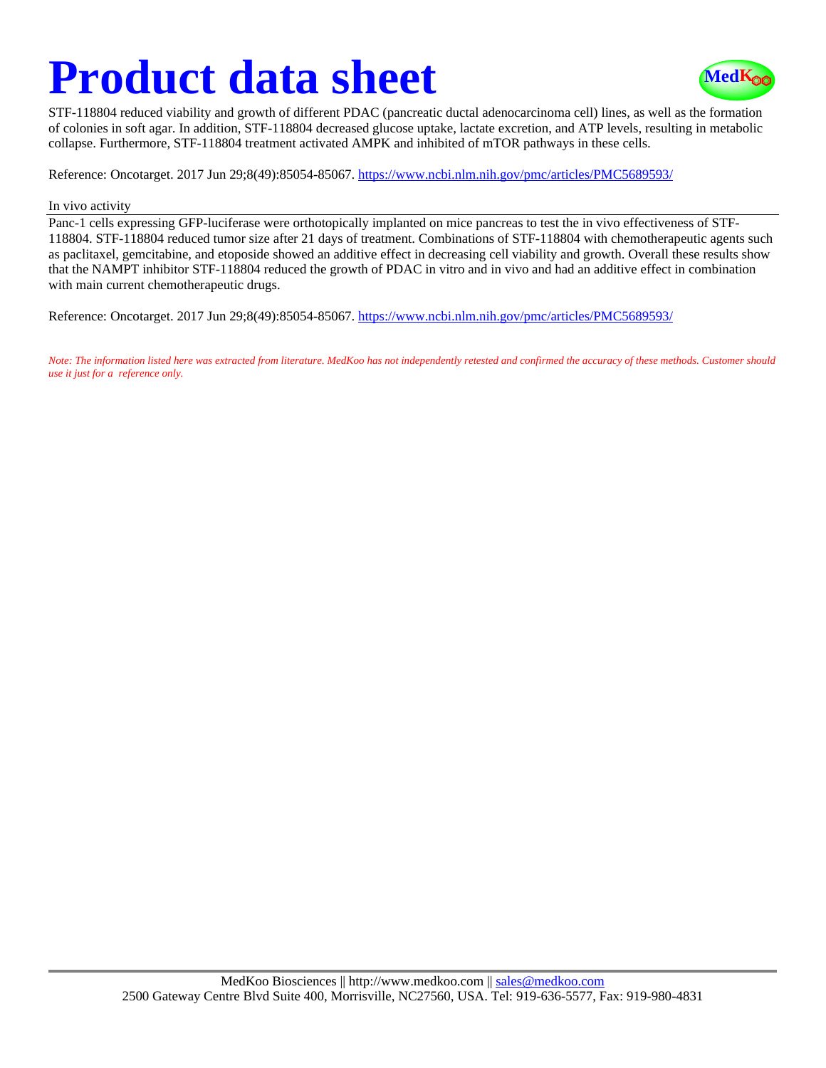# Product data sheet

STF-118804 reduced viability and growth of different PDAC (pancreatic ductal adenocarcinoma cell) lines, as well as the formation of colonies in soft agar. In addition, STF-118804 decreased glucose uptake, lactate excretion, and ATP levels, resulting in metabolic collapse. Furthermore, STF-118804 treatment activated AMPK and inhibited of mTOR pathways in these cells.

Reference: Oncotarget. 2017 Jun 29;8(49):85054-85067. https://www.ncbi.nlm.nih.gov/pmc/articles/PMC5689593/

In vivo activity

Panc-1 cells expressing GFP-luciferase were orthotopically implanted on mice pancreas to test the in vivo effectiveness of STF-118804. STF-118804 reduced tumor size after 21 days of treatment. Combinations of STF-118804 with chemotherapeutic agents such as paclitaxel, gemcitabine, and etoposide showed an additive effect in decreasing cell viability and growth. Overall these results show that the NAMPT inhibitor STF-118804 reduced the growth of PDAC in vitro and in vivo and had an additive effect in combination with main current chemotherapeutic drugs.

Reference: Oncotarget. 2017 Jun 29;8(49):85054-85067. https://www.ncbi.nlm.nih.gov/pmc/articles/PMC5689593/

*Note: The information listed here was extracted from literature. MedKoo has not independently retested and confirmed the accuracy of these methods. Customer should use it just for a reference only.*